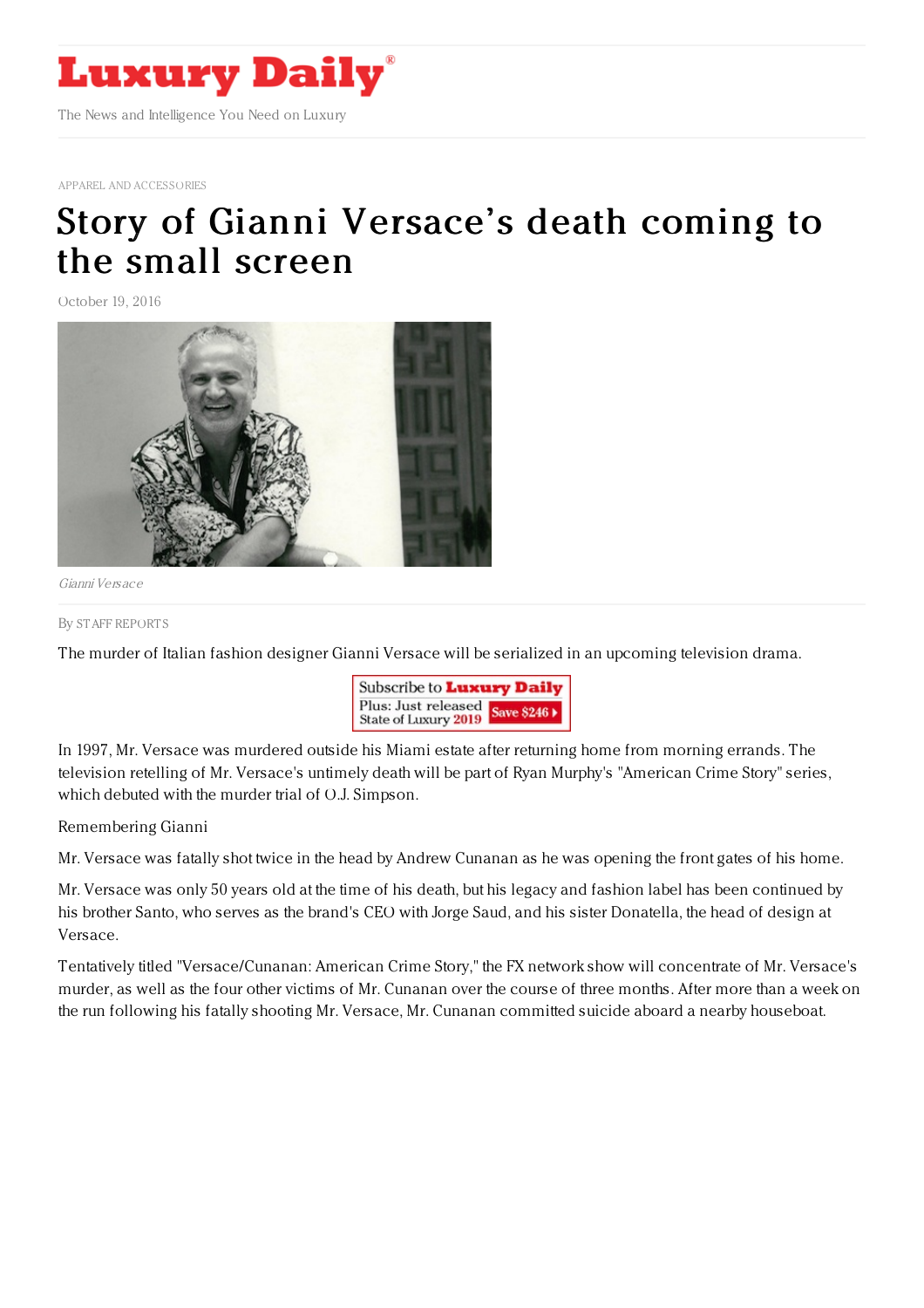# Luxury Daily

The News and Intelligence You Need on Luxury

APPAREL AND ACCESSORIES

# Story of Gianni Versace's death coming to the small screen

October 19, 2016

*Gianni Versace*

By STAFF REPORTS

The murder of Italian fashion designer Gianni Versace will be serialized in an upcoming television drama.

In 1997, Mr. Versace was murdered outside his Miami estate after returning home from morning errands. The television retelling of Mr. Versace's untimely death will be part of Ryan Murphy's "American Crime Story" series, which debuted with the murder trial of O.J. Simpson.

Remembering Gianni

Mr. Versace was fatally shot twice in the head by Andrew Cunanan as he was opening the front gates of his home.

Mr. Versace was only 50 years old at the time of his death, but his legacy and fashion label has been continued by his brother Santo, who serves as the brand's CEO with Jorge Saud, and his sister Donatella, the head of design at Versace.

Tentatively titled "Versace/Cunanan: American Crime Story," the FX network show will concentrate of Mr. Versace's murder, as well as the four other victims of Mr. Cunanan over the course of three months. After more than a week on the run following his fatally shooting Mr. Versace, Mr. Cunanan committed suicide aboard a nearby houseboat.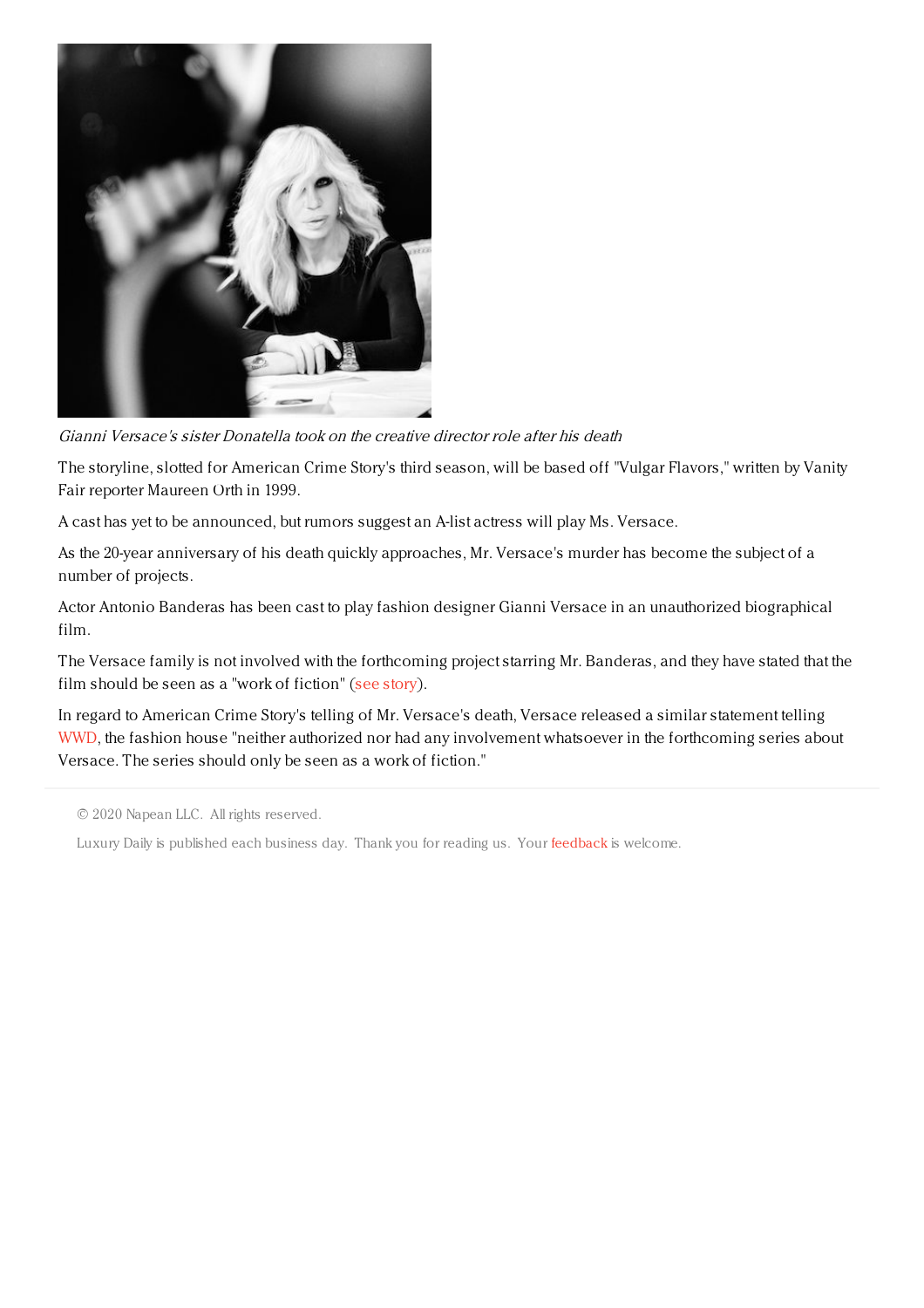*Gianni Versace's sister Donatella took on the creative director role after his death*

The storyline, slotted for American Crime Story's third season, will be based off "Vulgar Flavors," written by Vanity Fair reporter Maureen Orth in 1999.

A cast has yet to be announced, but rumors suggest an A-list actress will play Ms. Versace.

As the 20-year anniversary of his death quickly approaches, Mr. Versace's murder has become the subject of a number of projects.

Actor Antonio Banderas has been cast to play fashion designer Gianni Versace in an unauthorized biographical film.

The Versace family is not involved with the forthcoming project starring Mr. Banderas, and they have stated that the film should be seen as a "work of fiction" (see story).

In regard to American Crime Story's telling of Mr. Versace's death, Versace released a similar statement telling WWD, the fashion house "neither authorized nor had any involvement whatsoever in the forthcoming series about Versace. The series should only be seen as a work of fiction."

© 2020 Napean LLC. All rights reserved.

Luxury Daily is published each business day. Thank you for reading us. Your feedback is welcome.